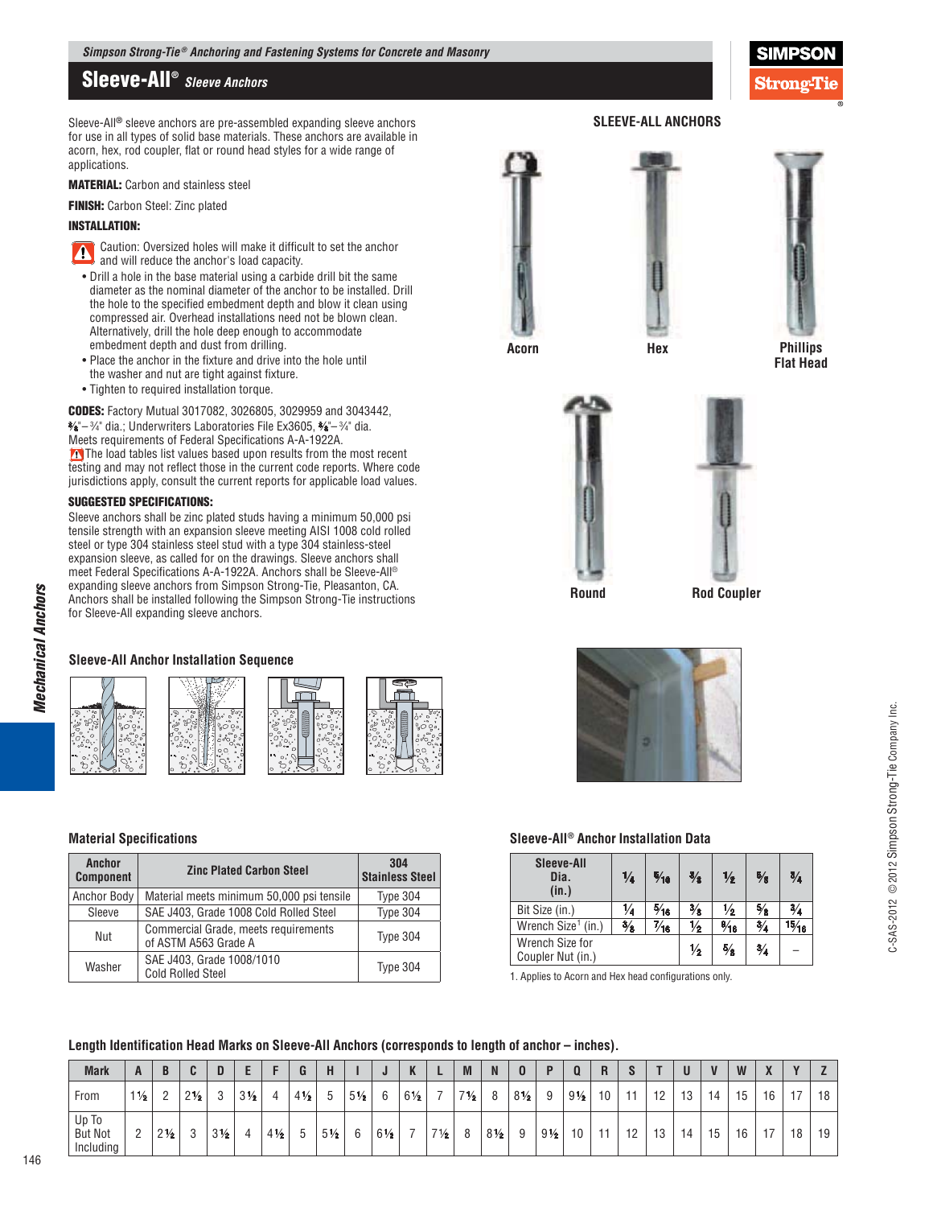# Sleeve-All® *Sleeve Anchors*

Sleeve-All® sleeve anchors are pre-assembled expanding sleeve anchors for use in all types of solid base materials. These anchors are available in acorn, hex, rod coupler, flat or round head styles for a wide range of applications.

**MATERIAL:** Carbon and stainless steel

**FINISH:** Carbon Steel: Zinc plated

**INSTALLATION:**

Caution: Oversized holes will make it difficult to set the anchor and will reduce the anchor's load capacity.

- Drill a hole in the base material using a carbide drill bit the same diameter as the nominal diameter of the anchor to be installed. Drill the hole to the specified embedment depth and blow it clean using compressed air. Overhead installations need not be blown clean. Alternatively, drill the hole deep enough to accommodate embedment depth and dust from drilling.
- Place the anchor in the fixture and drive into the hole until the washer and nut are tight against fixture.
- Tighten to required installation torque.

**CODES:** Factory Mutual 3017082, 3026805, 3029959 and 3043442, ⅜"– ¾" dia.; Underwriters Laboratories File Ex3605, ⅜"– ¾" dia. Meets requirements of Federal Specifications A-A-1922A.

The load tables list values based upon results from the most recent testing and may not reflect those in the current code reports. Where code jurisdictions apply, consult the current reports for applicable load values.

**SUGGESTED SPECIFICATIONS:**

Sleeve anchors shall be zinc plated studs having a minimum 50,000 psi tensile strength with an expansion sleeve meeting AISI 1008 cold rolled steel or type 304 stainless steel stud with a type 304 stainless-steel expansion sleeve, as called for on the drawings. Sleeve anchors shall meet Federal Specifications A-A-1922A. Anchors shall be Sleeve-All® expanding sleeve anchors from Simpson Strong-Tie, Pleasanton, CA. Anchors shall be installed following the Simpson Strong-Tie instructions for Sleeve-All expanding sleeve anchors.

**SLEEVE-ALL ANCHORS**

Acorn — Hex — Phillips Flat Head — Round — Rod Coupler

**Sleeve-All Anchor Installation Sequence**

**Material Specifications**

| Anchor Component | Zinc Plated Carbon Steel | 304 Stainless Steel |
|---|---|---|
| Anchor Body | Material meets minimum 50,000 psi tensile | Type 304 |
| Sleeve | SAE J403, Grade 1008 Cold Rolled Steel | Type 304 |
| Nut | Commercial Grade, meets requirements of ASTM A563 Grade A | Type 304 |
| Washer | SAE J403, Grade 1008/1010 Cold Rolled Steel | Type 304 |

**Sleeve-All® Anchor Installation Data**

| Sleeve-All Dia. (in.) | ¼ | 5⁄16 | ⅜ | ½ | ⅝ | ¾ |
|---|---|---|---|---|---|---|
| Bit Size (in.) | ¼ | 5⁄16 | ⅜ | ½ | ⅝ | ¾ |
| Wrench Size[1] (in.) | ⅜ | 7⁄16 | ½ | 9⁄16 | ¾ | 15⁄16 |
| Wrench Size for Coupler Nut (in.) | | | ½ | ⅝ | ¾ | – |

1. Applies to Acorn and Hex head configurations only.

**Length Identification Head Marks on Sleeve-All Anchors (corresponds to length of anchor – inches).**

| Mark | A | B | C | D | E | F | G | H | I | J | K | L | M | N | O | P | Q | R | S | T | U | V | W | X | Y | Z |
|---|---|---|---|---|---|---|---|---|---|---|---|---|---|---|---|---|---|---|---|---|---|---|---|---|---|---|
| From | 1½ | 2 | 2½ | 3 | 3½ | 4 | 4½ | 5 | 5½ | 6 | 6½ | 7 | 7½ | 8 | 8½ | 9 | 9½ | 10 | 11 | 12 | 13 | 14 | 15 | 16 | 17 | 18 |
| Up To But Not Including | 2 | 2½ | 3 | 3½ | 4 | 4½ | 5 | 5½ | 6 | 6½ | 7 | 7½ | 8 | 8½ | 9 | 9½ | 10 | 11 | 12 | 13 | 14 | 15 | 16 | 17 | 18 | 19 |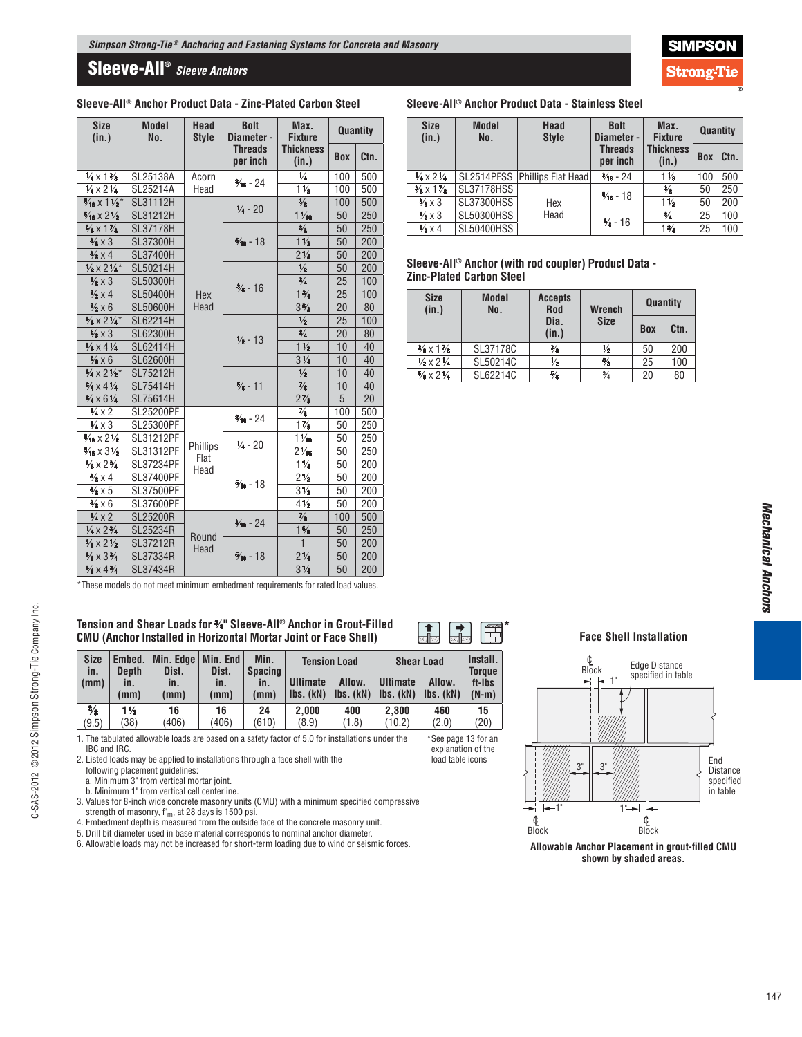# Sleeve-All® *Sleeve Anchors*

## Sleeve-All® Anchor Product Data - Zinc-Plated Carbon Steel

| Size (in.) | Model No. | Head Style | Bolt Diameter - Threads per inch | Max. Fixture Thickness (in.) | Quantity | |
|---|---|---|---|---|---|---|
| | | | | | Box | Ctn. |
| ¼ x 1⅜ | SL25138A | Acorn Head | 3⁄16 - 24 | ¼ | 100 | 500 |
| ¼ x 2¼ | SL25214A | | | 1⅛ | 100 | 500 |
| 5⁄16 x 1½* | SL31112H | Hex Head | ¼ - 20 | ⅜ | 100 | 500 |
| 5⁄16 x 2½ | SL31212H | | | 1 1⁄16 | 50 | 250 |
| ⅜ x 1⅞ | SL37178H | | 5⁄16 - 18 | ⅜ | 50 | 250 |
| ⅜ x 3 | SL37300H | | | 1½ | 50 | 200 |
| ⅜ x 4 | SL37400H | | | 2¼ | 50 | 200 |
| ½ x 2¼* | SL50214H | | ⅜ - 16 | ½ | 50 | 200 |
| ½ x 3 | SL50300H | | | ¾ | 25 | 100 |
| ½ x 4 | SL50400H | | | 1¾ | 25 | 100 |
| ½ x 6 | SL50600H | | | 3⅝ | 20 | 80 |
| ⅝ x 2¼* | SL62214H | | ½ - 13 | ½ | 25 | 100 |
| ⅝ x 3 | SL62300H | | | ¾ | 20 | 80 |
| ⅝ x 4¼ | SL62414H | | | 1½ | 10 | 40 |
| ⅝ x 6 | SL62600H | | | 3¼ | 10 | 40 |
| ¾ x 2½* | SL75212H | | ⅝ - 11 | ½ | 10 | 40 |
| ¾ x 4¼ | SL75414H | | | ⅞ | 10 | 40 |
| ¾ x 6¼ | SL75614H | | | 2⅞ | 5 | 20 |
| ¼ x 2 | SL25200PF | Phillips Flat Head | 3⁄16 - 24 | ⅞ | 100 | 500 |
| ¼ x 3 | SL25300PF | | | 1⅞ | 50 | 250 |
| 5⁄16 x 2½ | SL31212PF | | ¼ - 20 | 1 1⁄16 | 50 | 250 |
| 5⁄16 x 3½ | SL31312PF | | | 2 1⁄16 | 50 | 250 |
| ⅜ x 2¾ | SL37234PF | | 5⁄16 - 18 | 1¼ | 50 | 200 |
| ⅜ x 4 | SL37400PF | | | 2½ | 50 | 200 |
| ⅜ x 5 | SL37500PF | | | 3½ | 50 | 200 |
| ⅜ x 6 | SL37600PF | | | 4½ | 50 | 200 |
| ¼ x 2 | SL25200R | Round Head | 3⁄16 - 24 | ⅞ | 100 | 500 |
| ¼ x 2¾ | SL25234R | | | 1⅝ | 50 | 250 |
| ⅜ x 2½ | SL37212R | | 5⁄16 - 18 | 1 | 50 | 200 |
| ⅜ x 3¾ | SL37334R | | | 2¼ | 50 | 200 |
| ⅜ x 4¾ | SL37434R | | | 3¼ | 50 | 200 |

*These models do not meet minimum embedment requirements for rated load values.

## Sleeve-All® Anchor Product Data - Stainless Steel

| Size (in.) | Model No. | Head Style | Bolt Diameter - Threads per inch | Max. Fixture Thickness (in.) | Quantity | |
|---|---|---|---|---|---|---|
| | | | | | Box | Ctn. |
| ¼ x 2¼ | SL2514PFSS | Phillips Flat Head | 3⁄16 - 24 | 1⅛ | 100 | 500 |
| ⅜ x 1⅞ | SL37178HSS | Hex Head | 5⁄16 - 18 | ⅜ | 50 | 250 |
| ⅜ x 3 | SL37300HSS | | | 1½ | 50 | 200 |
| ½ x 3 | SL50300HSS | | ⅜ - 16 | ¾ | 25 | 100 |
| ½ x 4 | SL50400HSS | | | 1¾ | 25 | 100 |

## Sleeve-All® Anchor (with rod coupler) Product Data - Zinc-Plated Carbon Steel

| Size (in.) | Model No. | Accepts Rod Dia. (in.) | Wrench Size | Quantity | |
|---|---|---|---|---|---|
| | | | | Box | Ctn. |
| ⅜ x 1⅞ | SL37178C | ⅜ | ½ | 50 | 200 |
| ½ x 2¼ | SL50214C | ½ | ⅝ | 25 | 100 |
| ⅝ x 2¼ | SL62214C | ⅝ | ¾ | 20 | 80 |

## Tension and Shear Loads for ⅜" Sleeve-All® Anchor in Grout-Filled CMU (Anchor Installed in Horizontal Mortar Joint or Face Shell)

| Size in. (mm) | Embed. Depth in. (mm) | Min. Edge Dist. in. (mm) | Min. End Dist. in. (mm) | Min. Spacing in. (mm) | Tension Load | | Shear Load | | Install. Torque ft-lbs (N-m) |
|---|---|---|---|---|---|---|---|---|---|
| | | | | | Ultimate lbs. (kN) | Allow. lbs. (kN) | Ultimate lbs. (kN) | Allow. lbs. (kN) | |
| ⅜ (9.5) | 1½ (38) | 16 (406) | 16 (406) | 24 (610) | 2,000 (8.9) | 400 (1.8) | 2,300 (10.2) | 460 (2.0) | 15 (20) |

*See page 13 for an explanation of the load table icons

1. The tabulated allowable loads are based on a safety factor of 5.0 for installations under the IBC and IRC.
2. Listed loads may be applied to installations through a face shell with the following placement guidelines:
   a. Minimum 3" from vertical mortar joint.
   b. Minimum 1" from vertical cell centerline.
3. Values for 8-inch wide concrete masonry units (CMU) with a minimum specified compressive strength of masonry, $f'_m$, at 28 days is 1500 psi.
4. Embedment depth is measured from the outside face of the concrete masonry unit.
5. Drill bit diameter used in base material corresponds to nominal anchor diameter.
6. Allowable loads may not be increased for short-term loading due to wind or seismic forces.

### Face Shell Installation

℄ Block
Edge Distance specified in table
1"
3"
3"
End Distance specified in table
1"
1"
℄ Block
℄ Block

Allowable Anchor Placement in grout-filled CMU shown by shaded areas.